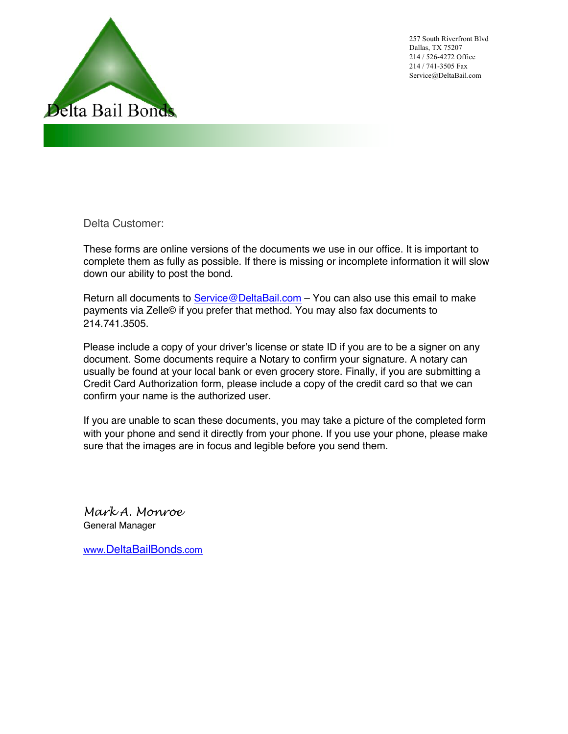# Delta Bail Bonds

257 South Riverfront Blvd
Dallas, TX 75207
214 / 526-4272 Office
214 / 741-3505 Fax
Service@DeltaBail.com

Delta Customer:

These forms are online versions of the documents we use in our office. It is important to complete them as fully as possible. If there is missing or incomplete information it will slow down our ability to post the bond.

Return all documents to Service@DeltaBail.com – You can also use this email to make payments via Zelle© if you prefer that method. You may also fax documents to 214.741.3505.

Please include a copy of your driver's license or state ID if you are to be a signer on any document. Some documents require a Notary to confirm your signature. A notary can usually be found at your local bank or even grocery store. Finally, if you are submitting a Credit Card Authorization form, please include a copy of the credit card so that we can confirm your name is the authorized user.

If you are unable to scan these documents, you may take a picture of the completed form with your phone and send it directly from your phone. If you use your phone, please make sure that the images are in focus and legible before you send them.

*Mark A. Monroe*
General Manager

www.DeltaBailBonds.com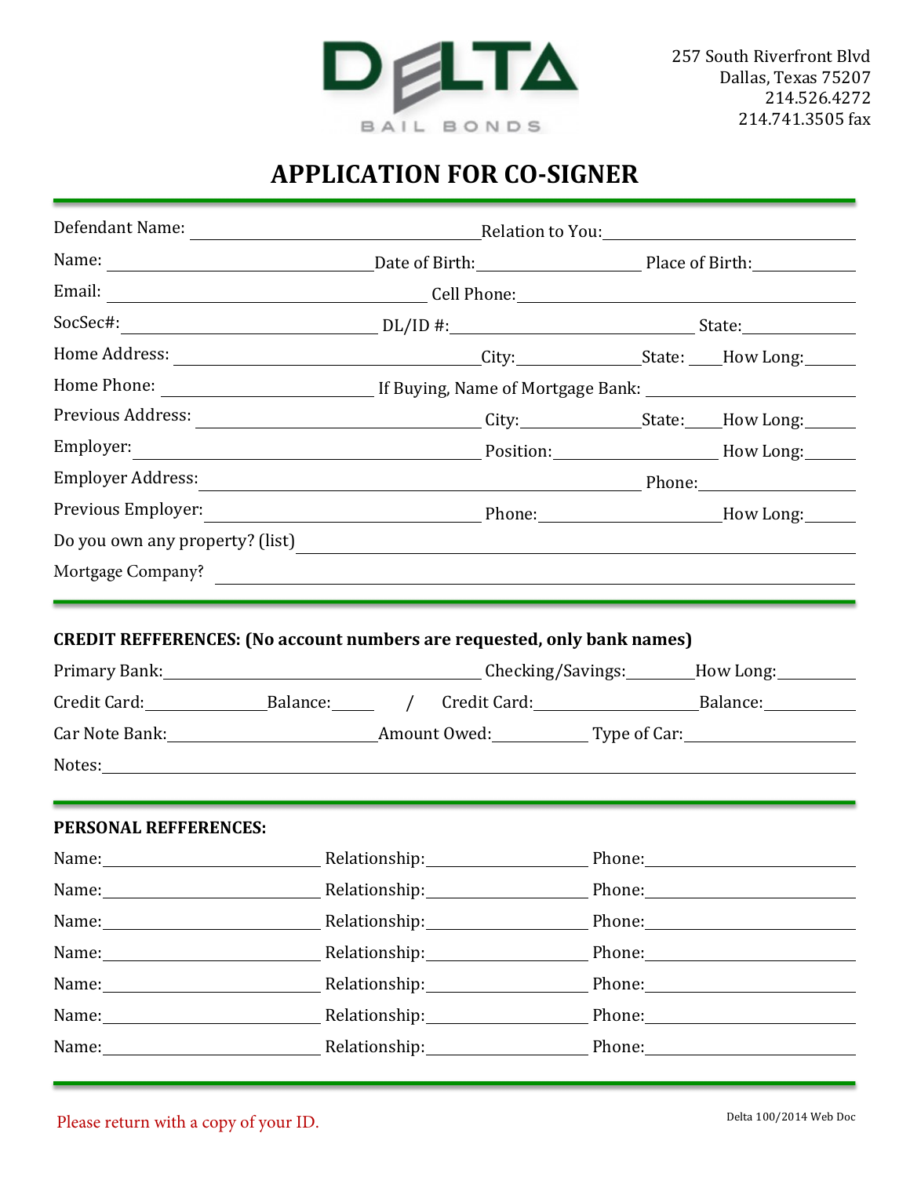DELTA BAIL BONDS

257 South Riverfront Blvd
Dallas, Texas 75207
214.526.4272
214.741.3505 fax

# APPLICATION FOR CO-SIGNER

Defendant Name: ______________________ Relation to You: ______________________

Name: ______________________ Date of Birth: ______________ Place of Birth: ______________

Email: ______________________ Cell Phone: ______________________

SocSec#: ______________________ DL/ID #: ______________________ State: __________

Home Address: ______________________ City: ______________ State: ____ How Long: ______

Home Phone: ______________________ If Buying, Name of Mortgage Bank: ______________________

Previous Address: ______________________ City: ______________ State: ____ How Long: ______

Employer: ______________________ Position: ______________ How Long: ______

Employer Address: ______________________ Phone: ______________________

Previous Employer: ______________________ Phone: ______________ How Long: ______

Do you own any property? (list) ______________________

Mortgage Company? ______________________

**CREDIT REFFERENCES: (No account numbers are requested, only bank names)**

Primary Bank: ______________________ Checking/Savings: __________ How Long: __________

Credit Card: ______________ Balance: ______ / Credit Card: ______________ Balance: __________

Car Note Bank: ______________________ Amount Owed: __________ Type of Car: ______________

Notes: ______________________

**PERSONAL REFFERENCES:**

Name: ______________________ Relationship: ______________________ Phone: ______________________

Name: ______________________ Relationship: ______________________ Phone: ______________________

Name: ______________________ Relationship: ______________________ Phone: ______________________

Name: ______________________ Relationship: ______________________ Phone: ______________________

Name: ______________________ Relationship: ______________________ Phone: ______________________

Name: ______________________ Relationship: ______________________ Phone: ______________________

Name: ______________________ Relationship: ______________________ Phone: ______________________

Please return with a copy of your ID.

Delta 100/2014 Web Doc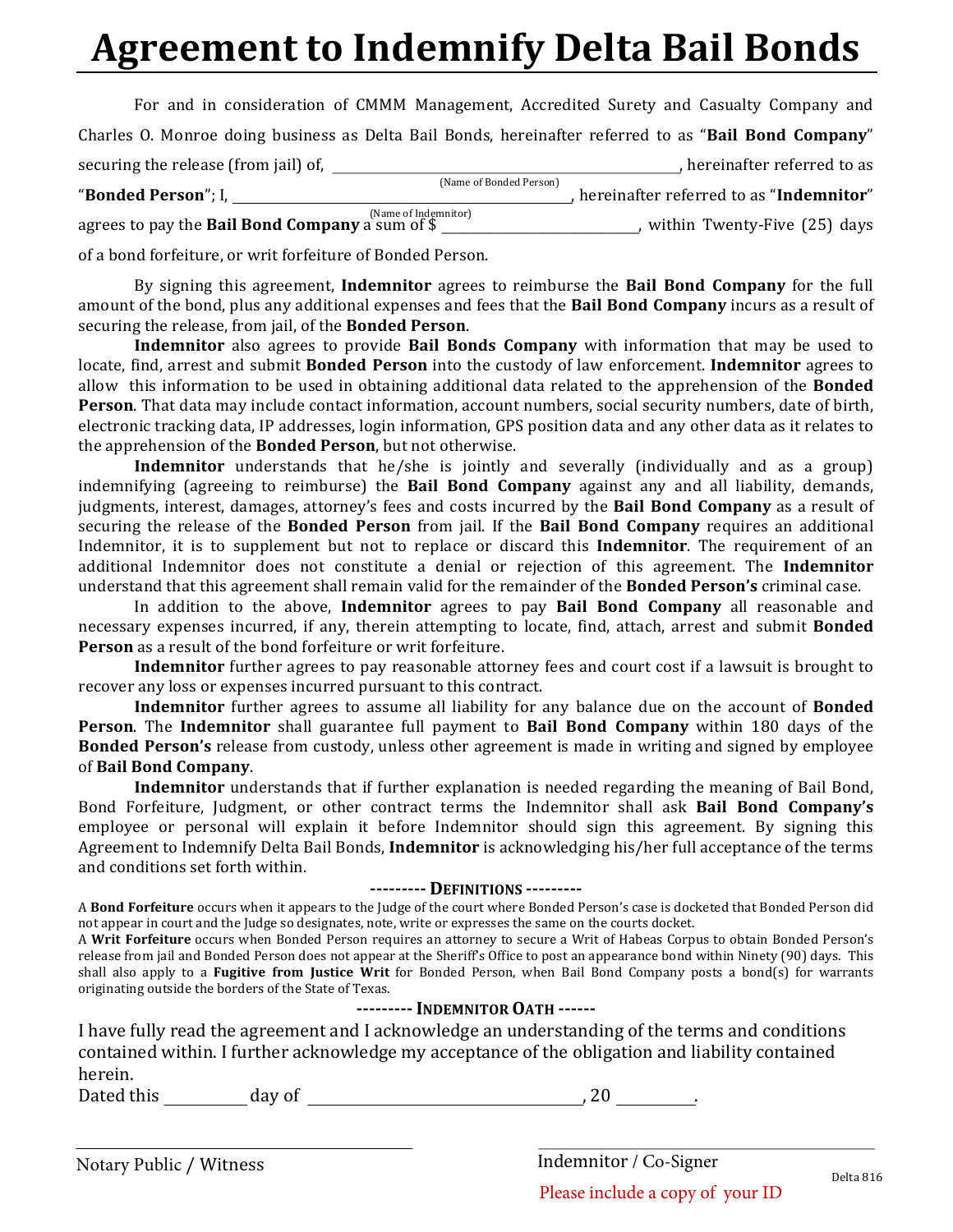# Agreement to Indemnify Delta Bail Bonds

For and in consideration of CMMM Management, Accredited Surety and Casualty Company and Charles O. Monroe doing business as Delta Bail Bonds, hereinafter referred to as "**Bail Bond Company**" securing the release (from jail) of, ______________________________ (Name of Bonded Person), hereinafter referred to as "**Bonded Person**"; I, ______________________________ (Name of Indemnitor), hereinafter referred to as "**Indemnitor**" agrees to pay the **Bail Bond Company** a sum of $ ____________________, within Twenty-Five (25) days of a bond forfeiture, or writ forfeiture of Bonded Person.

By signing this agreement, **Indemnitor** agrees to reimburse the **Bail Bond Company** for the full amount of the bond, plus any additional expenses and fees that the **Bail Bond Company** incurs as a result of securing the release, from jail, of the **Bonded Person**.

**Indemnitor** also agrees to provide **Bail Bonds Company** with information that may be used to locate, find, arrest and submit **Bonded Person** into the custody of law enforcement. **Indemnitor** agrees to allow this information to be used in obtaining additional data related to the apprehension of the **Bonded Person**. That data may include contact information, account numbers, social security numbers, date of birth, electronic tracking data, IP addresses, login information, GPS position data and any other data as it relates to the apprehension of the **Bonded Person**, but not otherwise.

**Indemnitor** understands that he/she is jointly and severally (individually and as a group) indemnifying (agreeing to reimburse) the **Bail Bond Company** against any and all liability, demands, judgments, interest, damages, attorney's fees and costs incurred by the **Bail Bond Company** as a result of securing the release of the **Bonded Person** from jail. If the **Bail Bond Company** requires an additional Indemnitor, it is to supplement but not to replace or discard this **Indemnitor**. The requirement of an additional Indemnitor does not constitute a denial or rejection of this agreement. The **Indemnitor** understand that this agreement shall remain valid for the remainder of the **Bonded Person's** criminal case.

In addition to the above, **Indemnitor** agrees to pay **Bail Bond Company** all reasonable and necessary expenses incurred, if any, therein attempting to locate, find, attach, arrest and submit **Bonded Person** as a result of the bond forfeiture or writ forfeiture.

**Indemnitor** further agrees to pay reasonable attorney fees and court cost if a lawsuit is brought to recover any loss or expenses incurred pursuant to this contract.

**Indemnitor** further agrees to assume all liability for any balance due on the account of **Bonded Person**. The **Indemnitor** shall guarantee full payment to **Bail Bond Company** within 180 days of the **Bonded Person's** release from custody, unless other agreement is made in writing and signed by employee of **Bail Bond Company**.

**Indemnitor** understands that if further explanation is needed regarding the meaning of Bail Bond, Bond Forfeiture, Judgment, or other contract terms the Indemnitor shall ask **Bail Bond Company's** employee or personal will explain it before Indemnitor should sign this agreement. By signing this Agreement to Indemnify Delta Bail Bonds, **Indemnitor** is acknowledging his/her full acceptance of the terms and conditions set forth within.

**--------- DEFINITIONS ---------**

A **Bond Forfeiture** occurs when it appears to the Judge of the court where Bonded Person's case is docketed that Bonded Person did not appear in court and the Judge so designates, note, write or expresses the same on the courts docket.

A **Writ Forfeiture** occurs when Bonded Person requires an attorney to secure a Writ of Habeas Corpus to obtain Bonded Person's release from jail and Bonded Person does not appear at the Sheriff's Office to post an appearance bond within Ninety (90) days. This shall also apply to a **Fugitive from Justice Writ** for Bonded Person, when Bail Bond Company posts a bond(s) for warrants originating outside the borders of the State of Texas.

**--------- INDEMNITOR OATH ------**

I have fully read the agreement and I acknowledge an understanding of the terms and conditions contained within. I further acknowledge my acceptance of the obligation and liability contained herein.

Dated this __________ day of ______________________________, 20 __________.

______________________________
Notary Public / Witness

______________________________
Indemnitor / Co-Signer

Please include a copy of your ID

Delta 816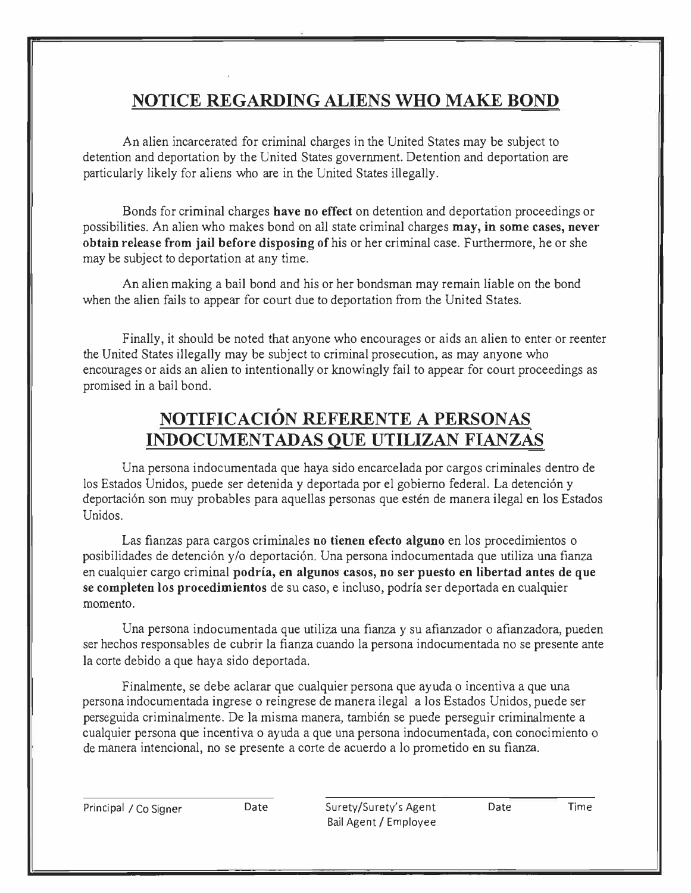## NOTICE REGARDING ALIENS WHO MAKE BOND

An alien incarcerated for criminal charges in the United States may be subject to detention and deportation by the United States government. Detention and deportation are particularly likely for aliens who are in the United States illegally.

Bonds for criminal charges **have no effect** on detention and deportation proceedings or possibilities. An alien who makes bond on all state criminal charges **may, in some cases, never obtain release from jail before disposing of** his or her criminal case. Furthermore, he or she may be subject to deportation at any time.

An alien making a bail bond and his or her bondsman may remain liable on the bond when the alien fails to appear for court due to deportation from the United States.

Finally, it should be noted that anyone who encourages or aids an alien to enter or reenter the United States illegally may be subject to criminal prosecution, as may anyone who encourages or aids an alien to intentionally or knowingly fail to appear for court proceedings as promised in a bail bond.

## NOTIFICACIÓN REFERENTE A PERSONAS INDOCUMENTADAS QUE UTILIZAN FIANZAS

Una persona indocumentada que haya sido encarcelada por cargos criminales dentro de los Estados Unidos, puede ser detenida y deportada por el gobierno federal. La detención y deportación son muy probables para aquellas personas que estén de manera ilegal en los Estados Unidos.

Las fianzas para cargos criminales **no tienen efecto alguno** en los procedimientos o posibilidades de detención y/o deportación. Una persona indocumentada que utiliza una fianza en cualquier cargo criminal **podría, en algunos casos, no ser puesto en libertad antes de que se completen los procedimientos** de su caso, e incluso, podría ser deportada en cualquier momento.

Una persona indocumentada que utiliza una fianza y su afianzador o afianzadora, pueden ser hechos responsables de cubrir la fianza cuando la persona indocumentada no se presente ante la corte debido a que haya sido deportada.

Finalmente, se debe aclarar que cualquier persona que ayuda o incentiva a que una persona indocumentada ingrese o reingrese de manera ilegal a los Estados Unidos, puede ser perseguida criminalmente. De la misma manera, también se puede perseguir criminalmente a cualquier persona que incentiva o ayuda a que una persona indocumentada, con conocimiento o de manera intencional, no se presente a corte de acuerdo a lo prometido en su fianza.

| Principal / Co Signer | Date | Surety/Surety's Agent Bail Agent / Employee | Date | Time |
|---|---|---|---|---|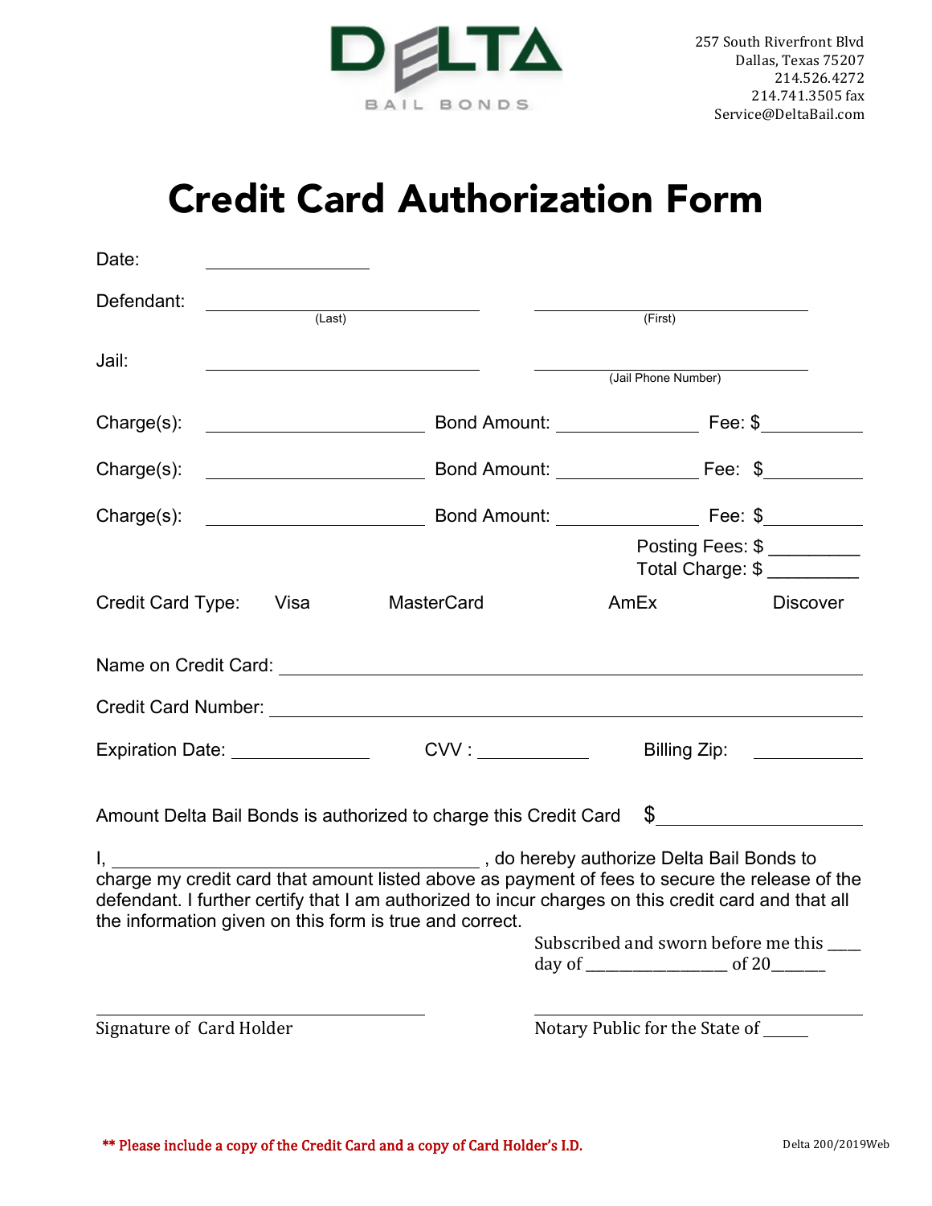DELTA

BAIL BONDS

257 South Riverfront Blvd
Dallas, Texas 75207
214.526.4272
214.741.3505 fax
Service@DeltaBail.com

# Credit Card Authorization Form

Date: ________________

Defendant: ____________________ (Last) ____________________ (First)

Jail: ____________________ ____________________ (Jail Phone Number)

Charge(s): ____________________ Bond Amount: ______________ Fee: $__________

Charge(s): ____________________ Bond Amount: ______________ Fee: $__________

Charge(s): ____________________ Bond Amount: ______________ Fee: $__________

Posting Fees: $ _________
Total Charge: $ _________

Credit Card Type: Visa MasterCard AmEx Discover

Name on Credit Card: ____________________________________________

Credit Card Number: ____________________________________________

Expiration Date: ______________ CVV : ___________ Billing Zip: ___________

Amount Delta Bail Bonds is authorized to charge this Credit Card $ ________________

I, ________________________________ , do hereby authorize Delta Bail Bonds to charge my credit card that amount listed above as payment of fees to secure the release of the defendant. I further certify that I am authorized to incur charges on this credit card and that all the information given on this form is true and correct.

Subscribed and sworn before me this ____ day of ________________ of 20______

______________________________
Signature of Card Holder

______________________________
Notary Public for the State of _____

** Please include a copy of the Credit Card and a copy of Card Holder's I.D.

Delta 200/2019Web